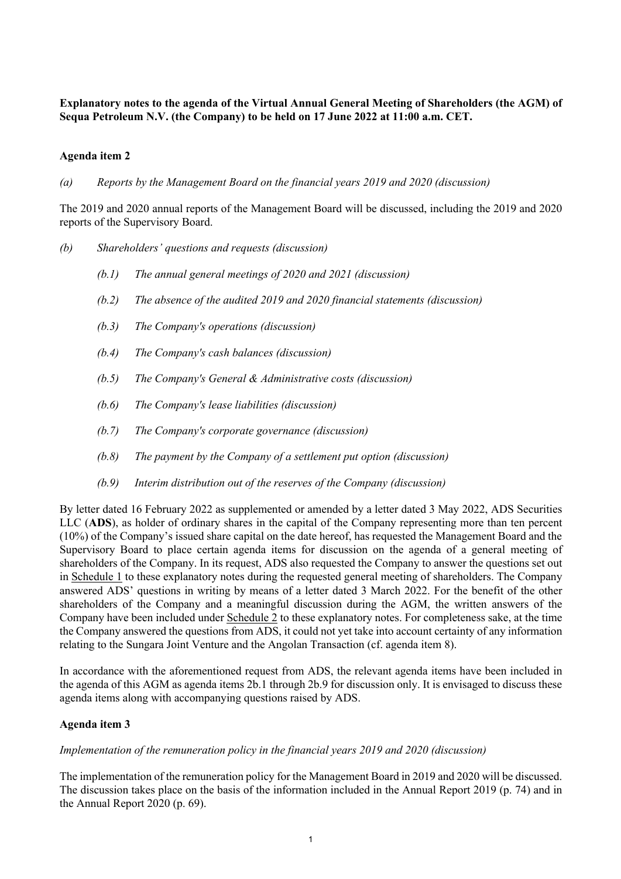**Explanatory notes to the agenda of the Virtual Annual General Meeting of Shareholders (the AGM) of Sequa Petroleum N.V. (the Company) to be held on 17 June 2022 at 11:00 a.m. CET.**

**Agenda item 2**

*(a) Reports by the Management Board on the financial years 2019 and 2020 (discussion)*

The 2019 and 2020 annual reports of the Management Board will be discussed, including the 2019 and 2020 reports of the Supervisory Board.

*(b) Shareholders' questions and requests (discussion)*

*(b.1) The annual general meetings of 2020 and 2021 (discussion)*

*(b.2) The absence of the audited 2019 and 2020 financial statements (discussion)*

*(b.3) The Company's operations (discussion)*

*(b.4) The Company's cash balances (discussion)*

*(b.5) The Company's General & Administrative costs (discussion)*

*(b.6) The Company's lease liabilities (discussion)*

*(b.7) The Company's corporate governance (discussion)*

*(b.8) The payment by the Company of a settlement put option (discussion)*

*(b.9) Interim distribution out of the reserves of the Company (discussion)*

By letter dated 16 February 2022 as supplemented or amended by a letter dated 3 May 2022, ADS Securities LLC (**ADS**), as holder of ordinary shares in the capital of the Company representing more than ten percent (10%) of the Company's issued share capital on the date hereof, has requested the Management Board and the Supervisory Board to place certain agenda items for discussion on the agenda of a general meeting of shareholders of the Company. In its request, ADS also requested the Company to answer the questions set out in Schedule 1 to these explanatory notes during the requested general meeting of shareholders. The Company answered ADS' questions in writing by means of a letter dated 3 March 2022. For the benefit of the other shareholders of the Company and a meaningful discussion during the AGM, the written answers of the Company have been included under Schedule 2 to these explanatory notes. For completeness sake, at the time the Company answered the questions from ADS, it could not yet take into account certainty of any information relating to the Sungara Joint Venture and the Angolan Transaction (cf. agenda item 8).

In accordance with the aforementioned request from ADS, the relevant agenda items have been included in the agenda of this AGM as agenda items 2b.1 through 2b.9 for discussion only. It is envisaged to discuss these agenda items along with accompanying questions raised by ADS.

**Agenda item 3**

*Implementation of the remuneration policy in the financial years 2019 and 2020 (discussion)*

The implementation of the remuneration policy for the Management Board in 2019 and 2020 will be discussed. The discussion takes place on the basis of the information included in the Annual Report 2019 (p. 74) and in the Annual Report 2020 (p. 69).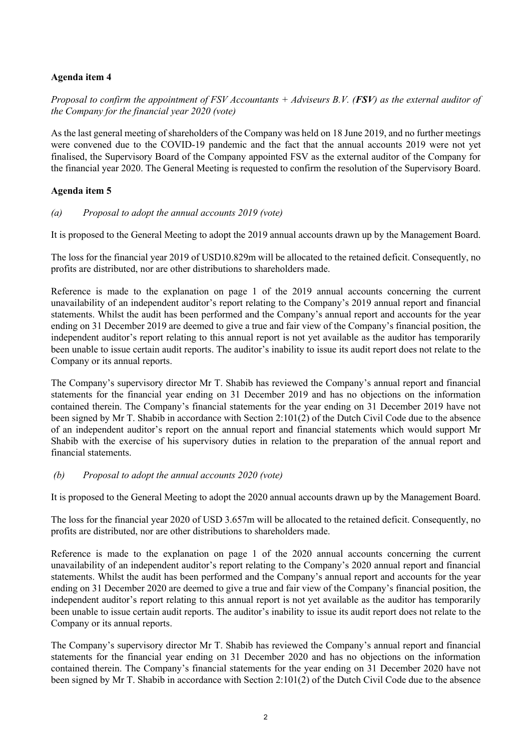**Agenda item 4**

*Proposal to confirm the appointment of FSV Accountants + Adviseurs B.V. (**FSV**) as the external auditor of the Company for the financial year 2020 (vote)*

As the last general meeting of shareholders of the Company was held on 18 June 2019, and no further meetings were convened due to the COVID-19 pandemic and the fact that the annual accounts 2019 were not yet finalised, the Supervisory Board of the Company appointed FSV as the external auditor of the Company for the financial year 2020. The General Meeting is requested to confirm the resolution of the Supervisory Board.

**Agenda item 5**

*(a) Proposal to adopt the annual accounts 2019 (vote)*

It is proposed to the General Meeting to adopt the 2019 annual accounts drawn up by the Management Board.

The loss for the financial year 2019 of USD10.829m will be allocated to the retained deficit. Consequently, no profits are distributed, nor are other distributions to shareholders made.

Reference is made to the explanation on page 1 of the 2019 annual accounts concerning the current unavailability of an independent auditor's report relating to the Company's 2019 annual report and financial statements. Whilst the audit has been performed and the Company's annual report and accounts for the year ending on 31 December 2019 are deemed to give a true and fair view of the Company's financial position, the independent auditor's report relating to this annual report is not yet available as the auditor has temporarily been unable to issue certain audit reports. The auditor's inability to issue its audit report does not relate to the Company or its annual reports.

The Company's supervisory director Mr T. Shabib has reviewed the Company's annual report and financial statements for the financial year ending on 31 December 2019 and has no objections on the information contained therein. The Company's financial statements for the year ending on 31 December 2019 have not been signed by Mr T. Shabib in accordance with Section 2:101(2) of the Dutch Civil Code due to the absence of an independent auditor's report on the annual report and financial statements which would support Mr Shabib with the exercise of his supervisory duties in relation to the preparation of the annual report and financial statements.

*(b) Proposal to adopt the annual accounts 2020 (vote)*

It is proposed to the General Meeting to adopt the 2020 annual accounts drawn up by the Management Board.

The loss for the financial year 2020 of USD 3.657m will be allocated to the retained deficit. Consequently, no profits are distributed, nor are other distributions to shareholders made.

Reference is made to the explanation on page 1 of the 2020 annual accounts concerning the current unavailability of an independent auditor's report relating to the Company's 2020 annual report and financial statements. Whilst the audit has been performed and the Company's annual report and accounts for the year ending on 31 December 2020 are deemed to give a true and fair view of the Company's financial position, the independent auditor's report relating to this annual report is not yet available as the auditor has temporarily been unable to issue certain audit reports. The auditor's inability to issue its audit report does not relate to the Company or its annual reports.

The Company's supervisory director Mr T. Shabib has reviewed the Company's annual report and financial statements for the financial year ending on 31 December 2020 and has no objections on the information contained therein. The Company's financial statements for the year ending on 31 December 2020 have not been signed by Mr T. Shabib in accordance with Section 2:101(2) of the Dutch Civil Code due to the absence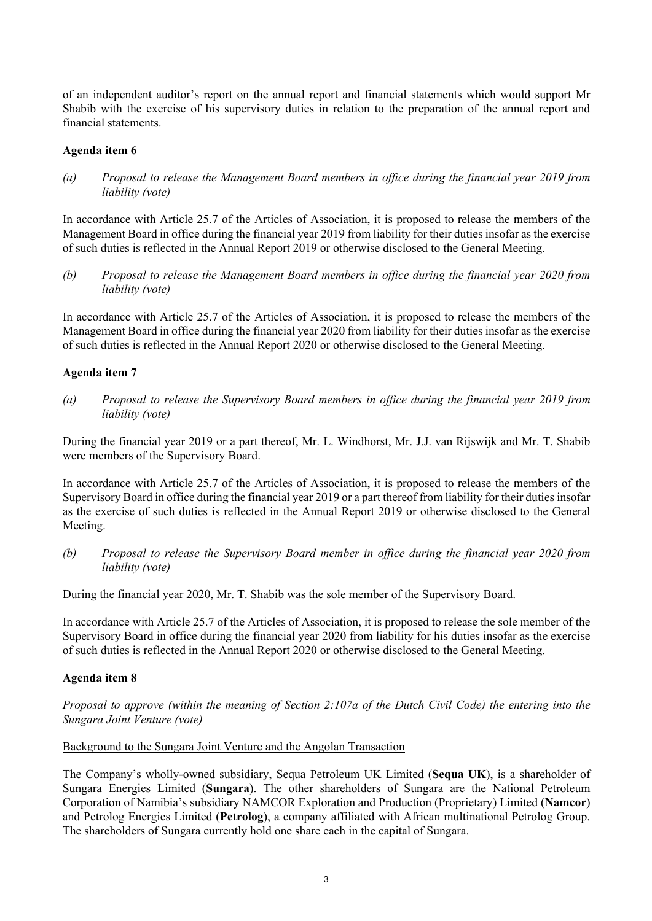of an independent auditor's report on the annual report and financial statements which would support Mr Shabib with the exercise of his supervisory duties in relation to the preparation of the annual report and financial statements.

**Agenda item 6**

*(a) Proposal to release the Management Board members in office during the financial year 2019 from liability (vote)*

In accordance with Article 25.7 of the Articles of Association, it is proposed to release the members of the Management Board in office during the financial year 2019 from liability for their duties insofar as the exercise of such duties is reflected in the Annual Report 2019 or otherwise disclosed to the General Meeting.

*(b) Proposal to release the Management Board members in office during the financial year 2020 from liability (vote)*

In accordance with Article 25.7 of the Articles of Association, it is proposed to release the members of the Management Board in office during the financial year 2020 from liability for their duties insofar as the exercise of such duties is reflected in the Annual Report 2020 or otherwise disclosed to the General Meeting.

**Agenda item 7**

*(a) Proposal to release the Supervisory Board members in office during the financial year 2019 from liability (vote)*

During the financial year 2019 or a part thereof, Mr. L. Windhorst, Mr. J.J. van Rijswijk and Mr. T. Shabib were members of the Supervisory Board.

In accordance with Article 25.7 of the Articles of Association, it is proposed to release the members of the Supervisory Board in office during the financial year 2019 or a part thereof from liability for their duties insofar as the exercise of such duties is reflected in the Annual Report 2019 or otherwise disclosed to the General Meeting.

*(b) Proposal to release the Supervisory Board member in office during the financial year 2020 from liability (vote)*

During the financial year 2020, Mr. T. Shabib was the sole member of the Supervisory Board.

In accordance with Article 25.7 of the Articles of Association, it is proposed to release the sole member of the Supervisory Board in office during the financial year 2020 from liability for his duties insofar as the exercise of such duties is reflected in the Annual Report 2020 or otherwise disclosed to the General Meeting.

**Agenda item 8**

*Proposal to approve (within the meaning of Section 2:107a of the Dutch Civil Code) the entering into the Sungara Joint Venture (vote)*

Background to the Sungara Joint Venture and the Angolan Transaction

The Company's wholly-owned subsidiary, Sequa Petroleum UK Limited (**Sequa UK**), is a shareholder of Sungara Energies Limited (**Sungara**). The other shareholders of Sungara are the National Petroleum Corporation of Namibia's subsidiary NAMCOR Exploration and Production (Proprietary) Limited (**Namcor**) and Petrolog Energies Limited (**Petrolog**), a company affiliated with African multinational Petrolog Group. The shareholders of Sungara currently hold one share each in the capital of Sungara.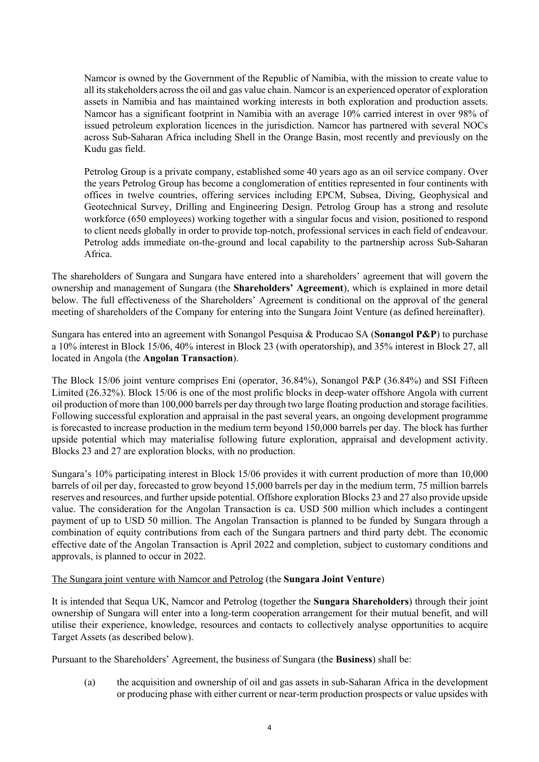Namcor is owned by the Government of the Republic of Namibia, with the mission to create value to all its stakeholders across the oil and gas value chain. Namcor is an experienced operator of exploration assets in Namibia and has maintained working interests in both exploration and production assets. Namcor has a significant footprint in Namibia with an average 10% carried interest in over 98% of issued petroleum exploration licences in the jurisdiction. Namcor has partnered with several NOCs across Sub-Saharan Africa including Shell in the Orange Basin, most recently and previously on the Kudu gas field.

Petrolog Group is a private company, established some 40 years ago as an oil service company. Over the years Petrolog Group has become a conglomeration of entities represented in four continents with offices in twelve countries, offering services including EPCM, Subsea, Diving, Geophysical and Geotechnical Survey, Drilling and Engineering Design. Petrolog Group has a strong and resolute workforce (650 employees) working together with a singular focus and vision, positioned to respond to client needs globally in order to provide top-notch, professional services in each field of endeavour. Petrolog adds immediate on-the-ground and local capability to the partnership across Sub-Saharan Africa.

The shareholders of Sungara and Sungara have entered into a shareholders' agreement that will govern the ownership and management of Sungara (the **Shareholders' Agreement**), which is explained in more detail below. The full effectiveness of the Shareholders' Agreement is conditional on the approval of the general meeting of shareholders of the Company for entering into the Sungara Joint Venture (as defined hereinafter).

Sungara has entered into an agreement with Sonangol Pesquisa & Producao SA (**Sonangol P&P**) to purchase a 10% interest in Block 15/06, 40% interest in Block 23 (with operatorship), and 35% interest in Block 27, all located in Angola (the **Angolan Transaction**).

The Block 15/06 joint venture comprises Eni (operator, 36.84%), Sonangol P&P (36.84%) and SSI Fifteen Limited (26.32%). Block 15/06 is one of the most prolific blocks in deep-water offshore Angola with current oil production of more than 100,000 barrels per day through two large floating production and storage facilities. Following successful exploration and appraisal in the past several years, an ongoing development programme is forecasted to increase production in the medium term beyond 150,000 barrels per day. The block has further upside potential which may materialise following future exploration, appraisal and development activity. Blocks 23 and 27 are exploration blocks, with no production.

Sungara's 10% participating interest in Block 15/06 provides it with current production of more than 10,000 barrels of oil per day, forecasted to grow beyond 15,000 barrels per day in the medium term, 75 million barrels reserves and resources, and further upside potential. Offshore exploration Blocks 23 and 27 also provide upside value. The consideration for the Angolan Transaction is ca. USD 500 million which includes a contingent payment of up to USD 50 million. The Angolan Transaction is planned to be funded by Sungara through a combination of equity contributions from each of the Sungara partners and third party debt. The economic effective date of the Angolan Transaction is April 2022 and completion, subject to customary conditions and approvals, is planned to occur in 2022.

The Sungara joint venture with Namcor and Petrolog (the **Sungara Joint Venture**)

It is intended that Sequa UK, Namcor and Petrolog (together the **Sungara Shareholders**) through their joint ownership of Sungara will enter into a long-term cooperation arrangement for their mutual benefit, and will utilise their experience, knowledge, resources and contacts to collectively analyse opportunities to acquire Target Assets (as described below).

Pursuant to the Shareholders' Agreement, the business of Sungara (the **Business**) shall be:

(a) the acquisition and ownership of oil and gas assets in sub-Saharan Africa in the development or producing phase with either current or near-term production prospects or value upsides with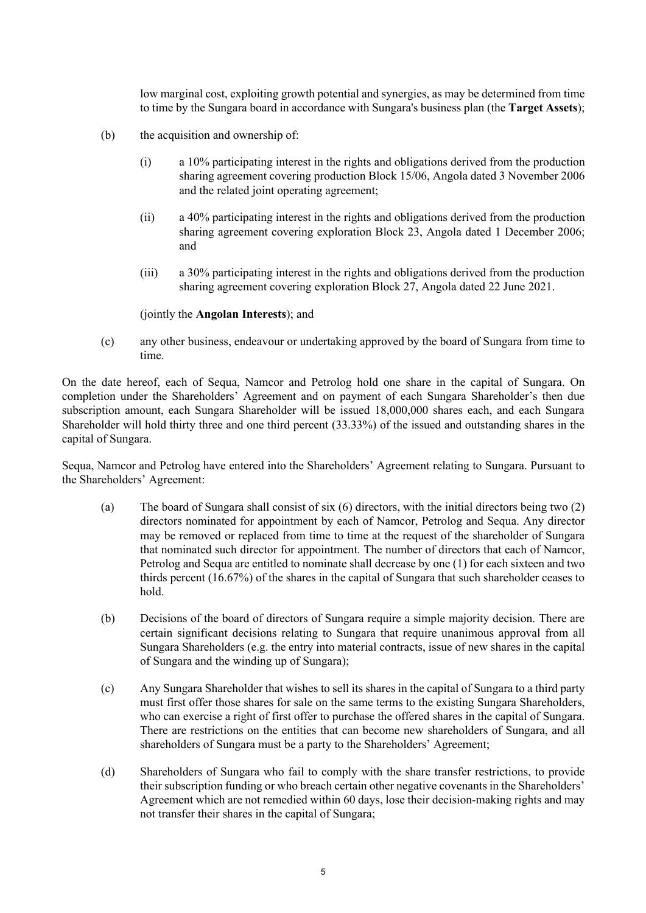low marginal cost, exploiting growth potential and synergies, as may be determined from time to time by the Sungara board in accordance with Sungara's business plan (the **Target Assets**);

(b) the acquisition and ownership of:

(i) a 10% participating interest in the rights and obligations derived from the production sharing agreement covering production Block 15/06, Angola dated 3 November 2006 and the related joint operating agreement;

(ii) a 40% participating interest in the rights and obligations derived from the production sharing agreement covering exploration Block 23, Angola dated 1 December 2006; and

(iii) a 30% participating interest in the rights and obligations derived from the production sharing agreement covering exploration Block 27, Angola dated 22 June 2021.

(jointly the **Angolan Interests**); and

(c) any other business, endeavour or undertaking approved by the board of Sungara from time to time.

On the date hereof, each of Sequa, Namcor and Petrolog hold one share in the capital of Sungara. On completion under the Shareholders' Agreement and on payment of each Sungara Shareholder's then due subscription amount, each Sungara Shareholder will be issued 18,000,000 shares each, and each Sungara Shareholder will hold thirty three and one third percent (33.33%) of the issued and outstanding shares in the capital of Sungara.

Sequa, Namcor and Petrolog have entered into the Shareholders' Agreement relating to Sungara. Pursuant to the Shareholders' Agreement:

(a) The board of Sungara shall consist of six (6) directors, with the initial directors being two (2) directors nominated for appointment by each of Namcor, Petrolog and Sequa. Any director may be removed or replaced from time to time at the request of the shareholder of Sungara that nominated such director for appointment. The number of directors that each of Namcor, Petrolog and Sequa are entitled to nominate shall decrease by one (1) for each sixteen and two thirds percent (16.67%) of the shares in the capital of Sungara that such shareholder ceases to hold.

(b) Decisions of the board of directors of Sungara require a simple majority decision. There are certain significant decisions relating to Sungara that require unanimous approval from all Sungara Shareholders (e.g. the entry into material contracts, issue of new shares in the capital of Sungara and the winding up of Sungara);

(c) Any Sungara Shareholder that wishes to sell its shares in the capital of Sungara to a third party must first offer those shares for sale on the same terms to the existing Sungara Shareholders, who can exercise a right of first offer to purchase the offered shares in the capital of Sungara. There are restrictions on the entities that can become new shareholders of Sungara, and all shareholders of Sungara must be a party to the Shareholders' Agreement;

(d) Shareholders of Sungara who fail to comply with the share transfer restrictions, to provide their subscription funding or who breach certain other negative covenants in the Shareholders' Agreement which are not remedied within 60 days, lose their decision-making rights and may not transfer their shares in the capital of Sungara;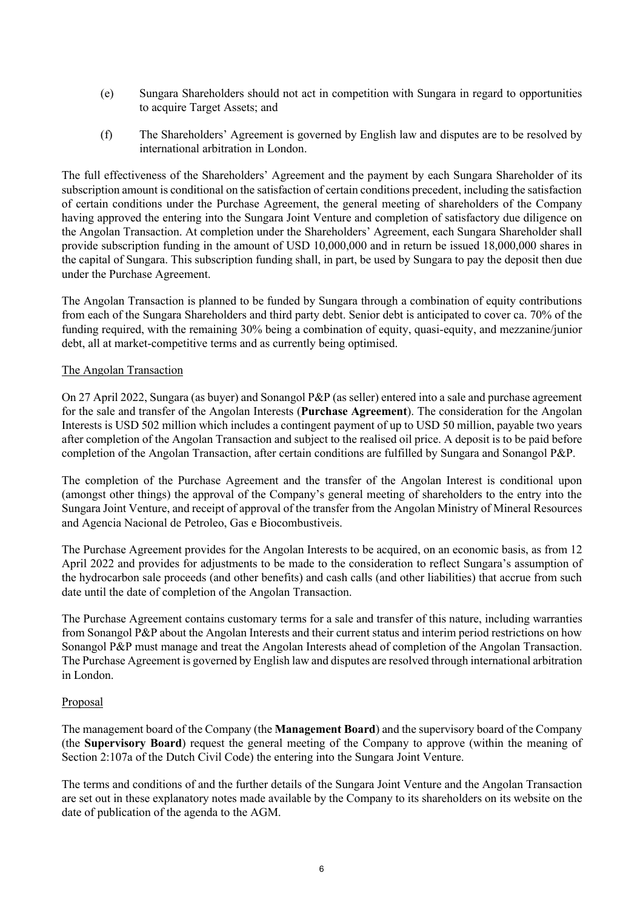(e) Sungara Shareholders should not act in competition with Sungara in regard to opportunities to acquire Target Assets; and

(f) The Shareholders' Agreement is governed by English law and disputes are to be resolved by international arbitration in London.

The full effectiveness of the Shareholders' Agreement and the payment by each Sungara Shareholder of its subscription amount is conditional on the satisfaction of certain conditions precedent, including the satisfaction of certain conditions under the Purchase Agreement, the general meeting of shareholders of the Company having approved the entering into the Sungara Joint Venture and completion of satisfactory due diligence on the Angolan Transaction. At completion under the Shareholders' Agreement, each Sungara Shareholder shall provide subscription funding in the amount of USD 10,000,000 and in return be issued 18,000,000 shares in the capital of Sungara. This subscription funding shall, in part, be used by Sungara to pay the deposit then due under the Purchase Agreement.

The Angolan Transaction is planned to be funded by Sungara through a combination of equity contributions from each of the Sungara Shareholders and third party debt. Senior debt is anticipated to cover ca. 70% of the funding required, with the remaining 30% being a combination of equity, quasi-equity, and mezzanine/junior debt, all at market-competitive terms and as currently being optimised.

The Angolan Transaction

On 27 April 2022, Sungara (as buyer) and Sonangol P&P (as seller) entered into a sale and purchase agreement for the sale and transfer of the Angolan Interests (**Purchase Agreement**). The consideration for the Angolan Interests is USD 502 million which includes a contingent payment of up to USD 50 million, payable two years after completion of the Angolan Transaction and subject to the realised oil price. A deposit is to be paid before completion of the Angolan Transaction, after certain conditions are fulfilled by Sungara and Sonangol P&P.

The completion of the Purchase Agreement and the transfer of the Angolan Interest is conditional upon (amongst other things) the approval of the Company's general meeting of shareholders to the entry into the Sungara Joint Venture, and receipt of approval of the transfer from the Angolan Ministry of Mineral Resources and Agencia Nacional de Petroleo, Gas e Biocombustiveis.

The Purchase Agreement provides for the Angolan Interests to be acquired, on an economic basis, as from 12 April 2022 and provides for adjustments to be made to the consideration to reflect Sungara's assumption of the hydrocarbon sale proceeds (and other benefits) and cash calls (and other liabilities) that accrue from such date until the date of completion of the Angolan Transaction.

The Purchase Agreement contains customary terms for a sale and transfer of this nature, including warranties from Sonangol P&P about the Angolan Interests and their current status and interim period restrictions on how Sonangol P&P must manage and treat the Angolan Interests ahead of completion of the Angolan Transaction. The Purchase Agreement is governed by English law and disputes are resolved through international arbitration in London.

Proposal

The management board of the Company (the **Management Board**) and the supervisory board of the Company (the **Supervisory Board**) request the general meeting of the Company to approve (within the meaning of Section 2:107a of the Dutch Civil Code) the entering into the Sungara Joint Venture.

The terms and conditions of and the further details of the Sungara Joint Venture and the Angolan Transaction are set out in these explanatory notes made available by the Company to its shareholders on its website on the date of publication of the agenda to the AGM.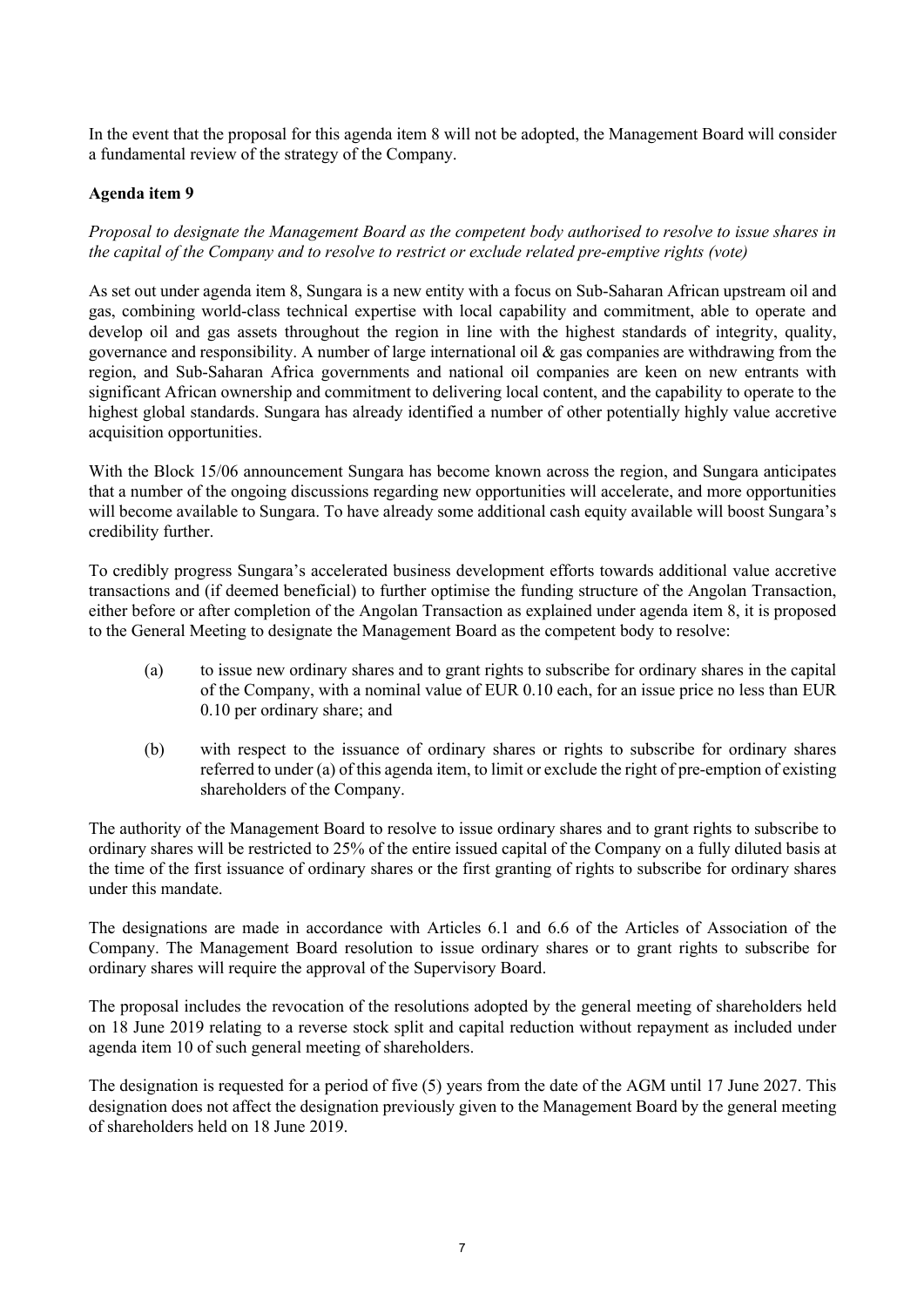In the event that the proposal for this agenda item 8 will not be adopted, the Management Board will consider a fundamental review of the strategy of the Company.

**Agenda item 9**

*Proposal to designate the Management Board as the competent body authorised to resolve to issue shares in the capital of the Company and to resolve to restrict or exclude related pre-emptive rights (vote)*

As set out under agenda item 8, Sungara is a new entity with a focus on Sub-Saharan African upstream oil and gas, combining world-class technical expertise with local capability and commitment, able to operate and develop oil and gas assets throughout the region in line with the highest standards of integrity, quality, governance and responsibility. A number of large international oil & gas companies are withdrawing from the region, and Sub-Saharan Africa governments and national oil companies are keen on new entrants with significant African ownership and commitment to delivering local content, and the capability to operate to the highest global standards. Sungara has already identified a number of other potentially highly value accretive acquisition opportunities.

With the Block 15/06 announcement Sungara has become known across the region, and Sungara anticipates that a number of the ongoing discussions regarding new opportunities will accelerate, and more opportunities will become available to Sungara. To have already some additional cash equity available will boost Sungara's credibility further.

To credibly progress Sungara's accelerated business development efforts towards additional value accretive transactions and (if deemed beneficial) to further optimise the funding structure of the Angolan Transaction, either before or after completion of the Angolan Transaction as explained under agenda item 8, it is proposed to the General Meeting to designate the Management Board as the competent body to resolve:

(a) to issue new ordinary shares and to grant rights to subscribe for ordinary shares in the capital of the Company, with a nominal value of EUR 0.10 each, for an issue price no less than EUR 0.10 per ordinary share; and

(b) with respect to the issuance of ordinary shares or rights to subscribe for ordinary shares referred to under (a) of this agenda item, to limit or exclude the right of pre-emption of existing shareholders of the Company.

The authority of the Management Board to resolve to issue ordinary shares and to grant rights to subscribe to ordinary shares will be restricted to 25% of the entire issued capital of the Company on a fully diluted basis at the time of the first issuance of ordinary shares or the first granting of rights to subscribe for ordinary shares under this mandate.

The designations are made in accordance with Articles 6.1 and 6.6 of the Articles of Association of the Company. The Management Board resolution to issue ordinary shares or to grant rights to subscribe for ordinary shares will require the approval of the Supervisory Board.

The proposal includes the revocation of the resolutions adopted by the general meeting of shareholders held on 18 June 2019 relating to a reverse stock split and capital reduction without repayment as included under agenda item 10 of such general meeting of shareholders.

The designation is requested for a period of five (5) years from the date of the AGM until 17 June 2027. This designation does not affect the designation previously given to the Management Board by the general meeting of shareholders held on 18 June 2019.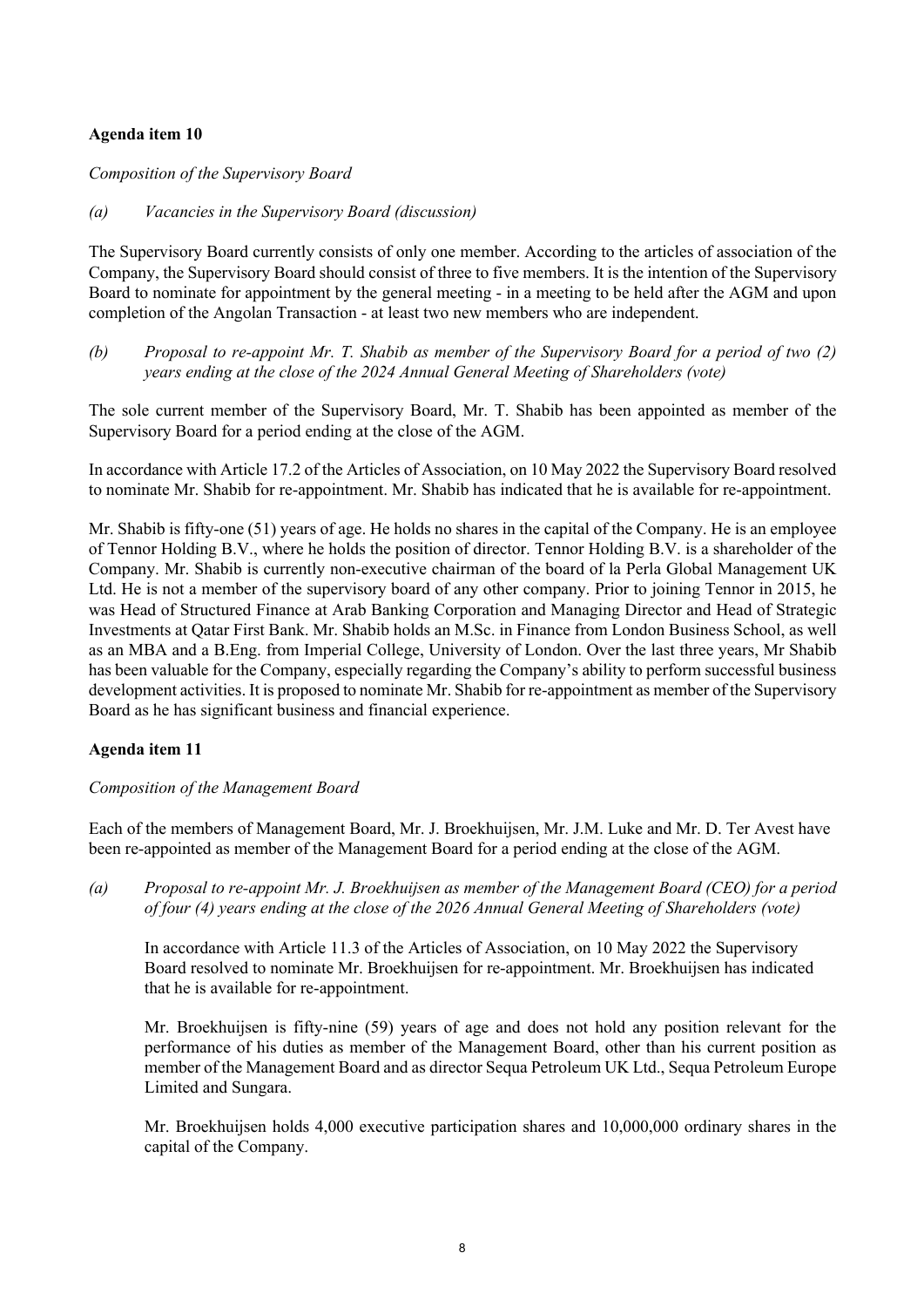**Agenda item 10**

*Composition of the Supervisory Board*

*(a) Vacancies in the Supervisory Board (discussion)*

The Supervisory Board currently consists of only one member. According to the articles of association of the Company, the Supervisory Board should consist of three to five members. It is the intention of the Supervisory Board to nominate for appointment by the general meeting - in a meeting to be held after the AGM and upon completion of the Angolan Transaction - at least two new members who are independent.

*(b) Proposal to re-appoint Mr. T. Shabib as member of the Supervisory Board for a period of two (2) years ending at the close of the 2024 Annual General Meeting of Shareholders (vote)*

The sole current member of the Supervisory Board, Mr. T. Shabib has been appointed as member of the Supervisory Board for a period ending at the close of the AGM.

In accordance with Article 17.2 of the Articles of Association, on 10 May 2022 the Supervisory Board resolved to nominate Mr. Shabib for re-appointment. Mr. Shabib has indicated that he is available for re-appointment.

Mr. Shabib is fifty-one (51) years of age. He holds no shares in the capital of the Company. He is an employee of Tennor Holding B.V., where he holds the position of director. Tennor Holding B.V. is a shareholder of the Company. Mr. Shabib is currently non-executive chairman of the board of la Perla Global Management UK Ltd. He is not a member of the supervisory board of any other company. Prior to joining Tennor in 2015, he was Head of Structured Finance at Arab Banking Corporation and Managing Director and Head of Strategic Investments at Qatar First Bank. Mr. Shabib holds an M.Sc. in Finance from London Business School, as well as an MBA and a B.Eng. from Imperial College, University of London. Over the last three years, Mr Shabib has been valuable for the Company, especially regarding the Company's ability to perform successful business development activities. It is proposed to nominate Mr. Shabib for re-appointment as member of the Supervisory Board as he has significant business and financial experience.

**Agenda item 11**

*Composition of the Management Board*

Each of the members of Management Board, Mr. J. Broekhuijsen, Mr. J.M. Luke and Mr. D. Ter Avest have been re-appointed as member of the Management Board for a period ending at the close of the AGM.

*(a) Proposal to re-appoint Mr. J. Broekhuijsen as member of the Management Board (CEO) for a period of four (4) years ending at the close of the 2026 Annual General Meeting of Shareholders (vote)*

In accordance with Article 11.3 of the Articles of Association, on 10 May 2022 the Supervisory Board resolved to nominate Mr. Broekhuijsen for re-appointment. Mr. Broekhuijsen has indicated that he is available for re-appointment.

Mr. Broekhuijsen is fifty-nine (59) years of age and does not hold any position relevant for the performance of his duties as member of the Management Board, other than his current position as member of the Management Board and as director Sequa Petroleum UK Ltd., Sequa Petroleum Europe Limited and Sungara.

Mr. Broekhuijsen holds 4,000 executive participation shares and 10,000,000 ordinary shares in the capital of the Company.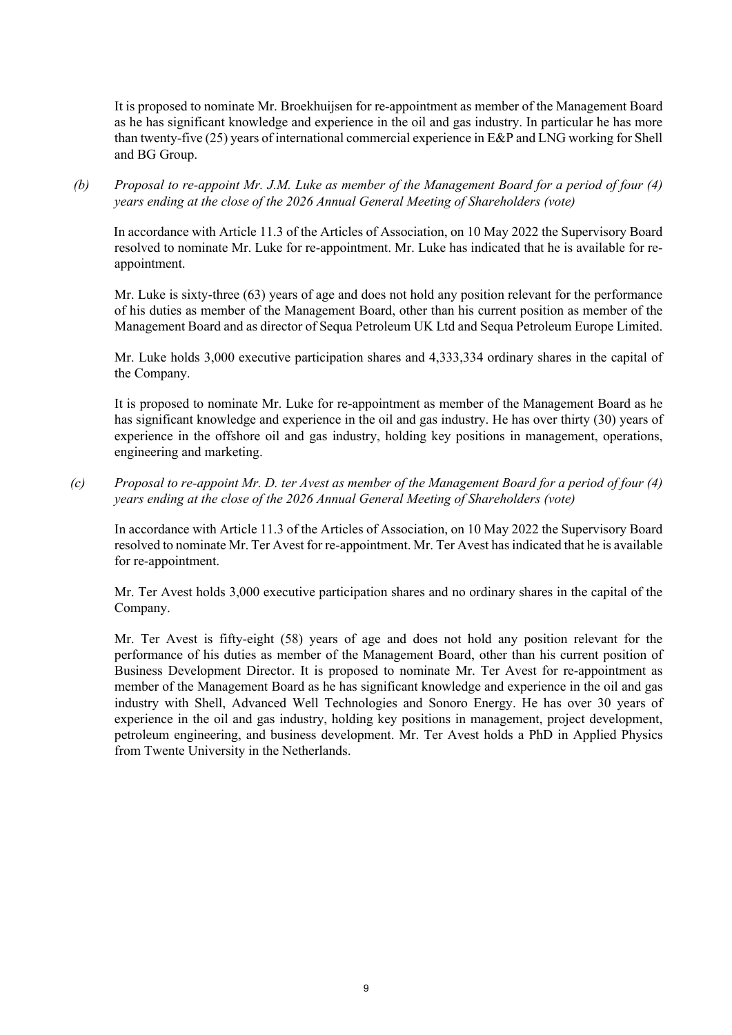It is proposed to nominate Mr. Broekhuijsen for re-appointment as member of the Management Board as he has significant knowledge and experience in the oil and gas industry. In particular he has more than twenty-five (25) years of international commercial experience in E&P and LNG working for Shell and BG Group.

*(b) Proposal to re-appoint Mr. J.M. Luke as member of the Management Board for a period of four (4) years ending at the close of the 2026 Annual General Meeting of Shareholders (vote)*

In accordance with Article 11.3 of the Articles of Association, on 10 May 2022 the Supervisory Board resolved to nominate Mr. Luke for re-appointment. Mr. Luke has indicated that he is available for re-appointment.

Mr. Luke is sixty-three (63) years of age and does not hold any position relevant for the performance of his duties as member of the Management Board, other than his current position as member of the Management Board and as director of Sequa Petroleum UK Ltd and Sequa Petroleum Europe Limited.

Mr. Luke holds 3,000 executive participation shares and 4,333,334 ordinary shares in the capital of the Company.

It is proposed to nominate Mr. Luke for re-appointment as member of the Management Board as he has significant knowledge and experience in the oil and gas industry. He has over thirty (30) years of experience in the offshore oil and gas industry, holding key positions in management, operations, engineering and marketing.

*(c) Proposal to re-appoint Mr. D. ter Avest as member of the Management Board for a period of four (4) years ending at the close of the 2026 Annual General Meeting of Shareholders (vote)*

In accordance with Article 11.3 of the Articles of Association, on 10 May 2022 the Supervisory Board resolved to nominate Mr. Ter Avest for re-appointment. Mr. Ter Avest has indicated that he is available for re-appointment.

Mr. Ter Avest holds 3,000 executive participation shares and no ordinary shares in the capital of the Company.

Mr. Ter Avest is fifty-eight (58) years of age and does not hold any position relevant for the performance of his duties as member of the Management Board, other than his current position of Business Development Director. It is proposed to nominate Mr. Ter Avest for re-appointment as member of the Management Board as he has significant knowledge and experience in the oil and gas industry with Shell, Advanced Well Technologies and Sonoro Energy. He has over 30 years of experience in the oil and gas industry, holding key positions in management, project development, petroleum engineering, and business development. Mr. Ter Avest holds a PhD in Applied Physics from Twente University in the Netherlands.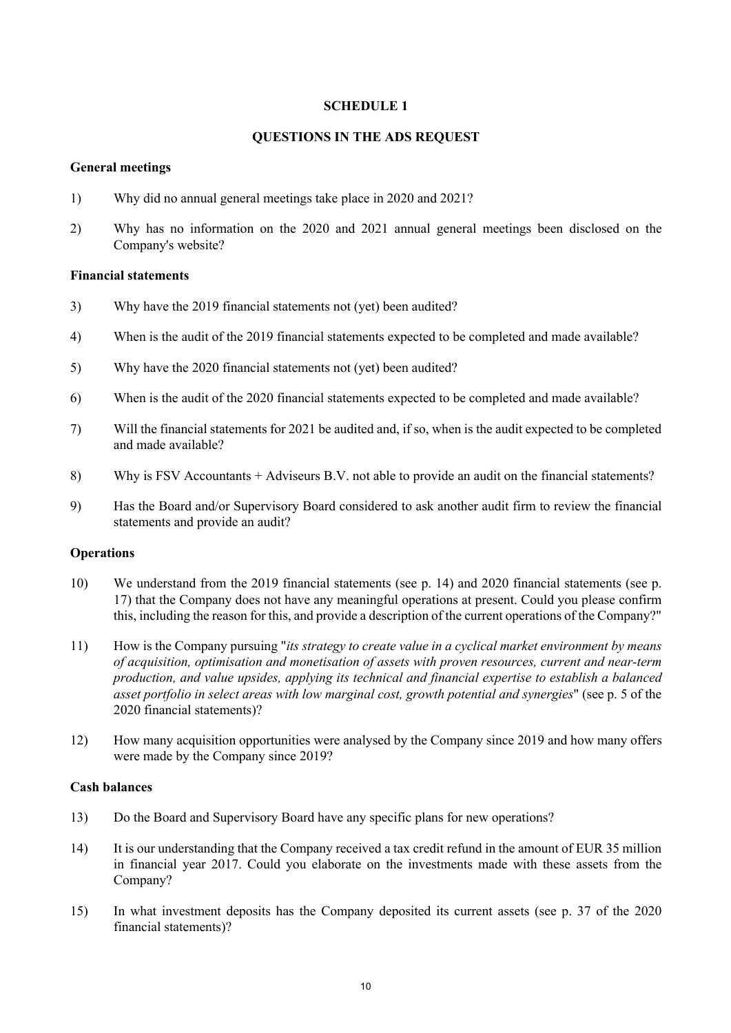**SCHEDULE 1**

**QUESTIONS IN THE ADS REQUEST**

**General meetings**

1) Why did no annual general meetings take place in 2020 and 2021?

2) Why has no information on the 2020 and 2021 annual general meetings been disclosed on the Company's website?

**Financial statements**

3) Why have the 2019 financial statements not (yet) been audited?

4) When is the audit of the 2019 financial statements expected to be completed and made available?

5) Why have the 2020 financial statements not (yet) been audited?

6) When is the audit of the 2020 financial statements expected to be completed and made available?

7) Will the financial statements for 2021 be audited and, if so, when is the audit expected to be completed and made available?

8) Why is FSV Accountants + Adviseurs B.V. not able to provide an audit on the financial statements?

9) Has the Board and/or Supervisory Board considered to ask another audit firm to review the financial statements and provide an audit?

**Operations**

10) We understand from the 2019 financial statements (see p. 14) and 2020 financial statements (see p. 17) that the Company does not have any meaningful operations at present. Could you please confirm this, including the reason for this, and provide a description of the current operations of the Company?"

11) How is the Company pursuing "*its strategy to create value in a cyclical market environment by means of acquisition, optimisation and monetisation of assets with proven resources, current and near-term production, and value upsides, applying its technical and financial expertise to establish a balanced asset portfolio in select areas with low marginal cost, growth potential and synergies*" (see p. 5 of the 2020 financial statements)?

12) How many acquisition opportunities were analysed by the Company since 2019 and how many offers were made by the Company since 2019?

**Cash balances**

13) Do the Board and Supervisory Board have any specific plans for new operations?

14) It is our understanding that the Company received a tax credit refund in the amount of EUR 35 million in financial year 2017. Could you elaborate on the investments made with these assets from the Company?

15) In what investment deposits has the Company deposited its current assets (see p. 37 of the 2020 financial statements)?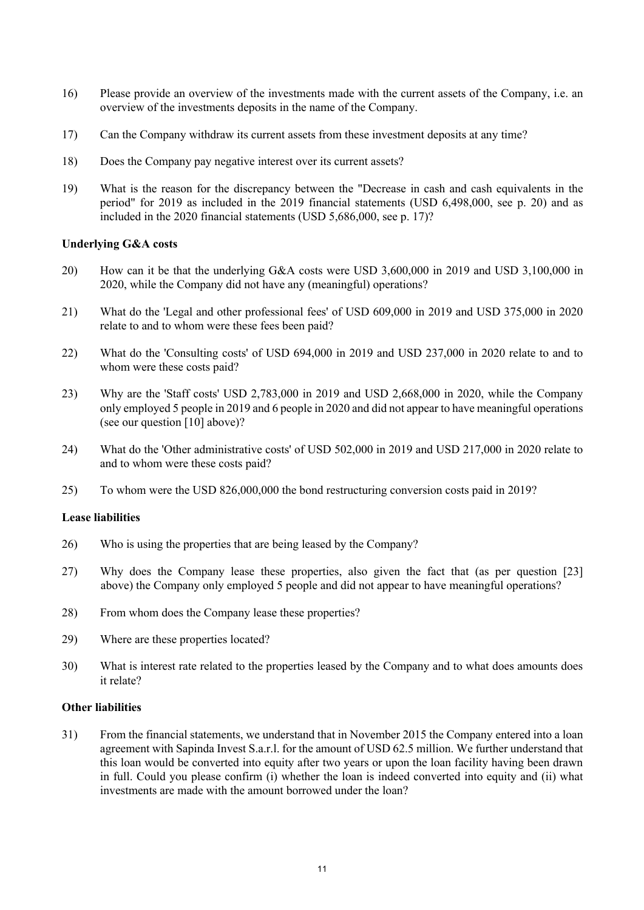16) Please provide an overview of the investments made with the current assets of the Company, i.e. an overview of the investments deposits in the name of the Company.

17) Can the Company withdraw its current assets from these investment deposits at any time?

18) Does the Company pay negative interest over its current assets?

19) What is the reason for the discrepancy between the "Decrease in cash and cash equivalents in the period" for 2019 as included in the 2019 financial statements (USD 6,498,000, see p. 20) and as included in the 2020 financial statements (USD 5,686,000, see p. 17)?

**Underlying G&A costs**

20) How can it be that the underlying G&A costs were USD 3,600,000 in 2019 and USD 3,100,000 in 2020, while the Company did not have any (meaningful) operations?

21) What do the 'Legal and other professional fees' of USD 609,000 in 2019 and USD 375,000 in 2020 relate to and to whom were these fees been paid?

22) What do the 'Consulting costs' of USD 694,000 in 2019 and USD 237,000 in 2020 relate to and to whom were these costs paid?

23) Why are the 'Staff costs' USD 2,783,000 in 2019 and USD 2,668,000 in 2020, while the Company only employed 5 people in 2019 and 6 people in 2020 and did not appear to have meaningful operations (see our question [10] above)?

24) What do the 'Other administrative costs' of USD 502,000 in 2019 and USD 217,000 in 2020 relate to and to whom were these costs paid?

25) To whom were the USD 826,000,000 the bond restructuring conversion costs paid in 2019?

**Lease liabilities**

26) Who is using the properties that are being leased by the Company?

27) Why does the Company lease these properties, also given the fact that (as per question [23] above) the Company only employed 5 people and did not appear to have meaningful operations?

28) From whom does the Company lease these properties?

29) Where are these properties located?

30) What is interest rate related to the properties leased by the Company and to what does amounts does it relate?

**Other liabilities**

31) From the financial statements, we understand that in November 2015 the Company entered into a loan agreement with Sapinda Invest S.a.r.l. for the amount of USD 62.5 million. We further understand that this loan would be converted into equity after two years or upon the loan facility having been drawn in full. Could you please confirm (i) whether the loan is indeed converted into equity and (ii) what investments are made with the amount borrowed under the loan?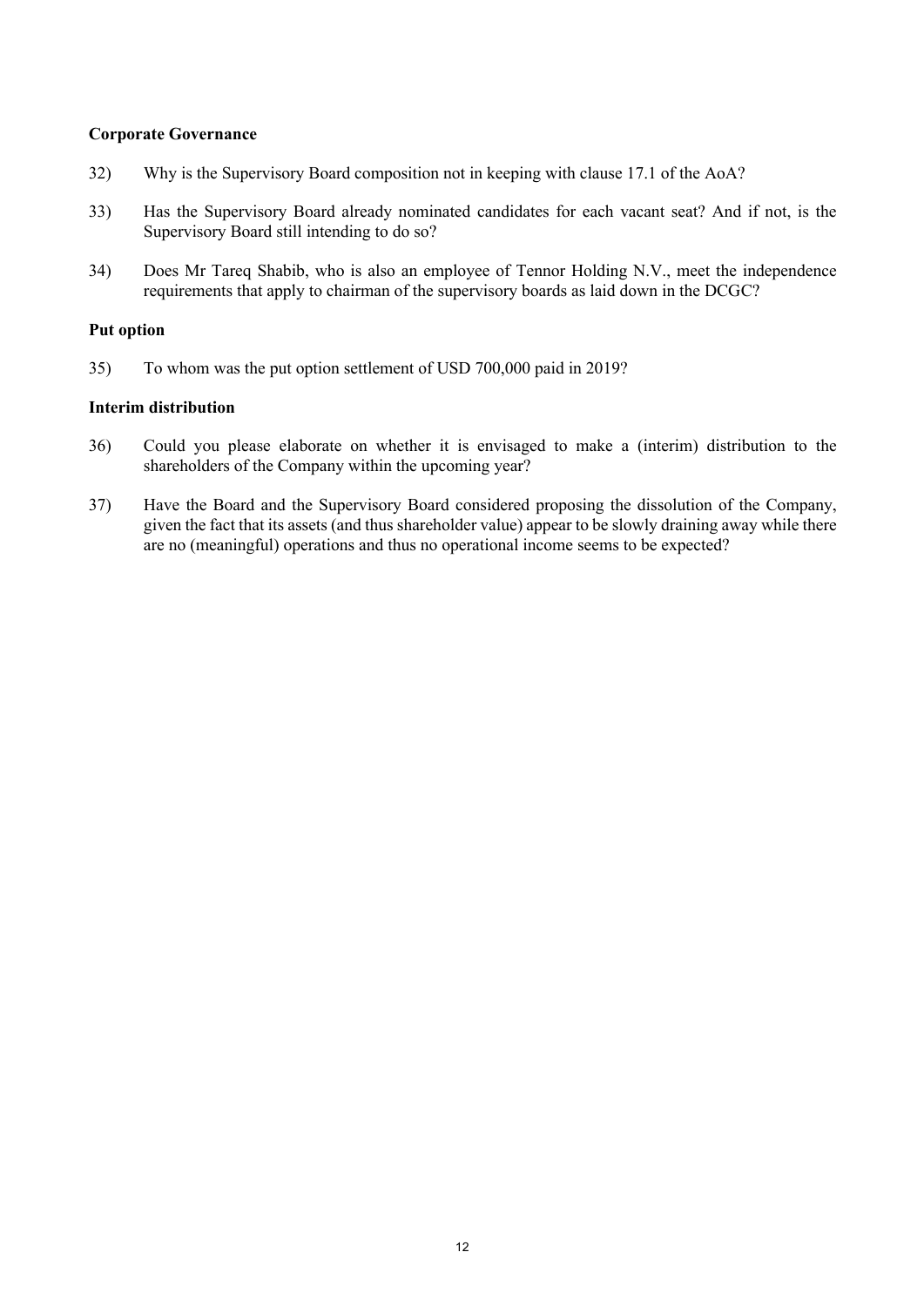**Corporate Governance**

32) Why is the Supervisory Board composition not in keeping with clause 17.1 of the AoA?

33) Has the Supervisory Board already nominated candidates for each vacant seat? And if not, is the Supervisory Board still intending to do so?

34) Does Mr Tareq Shabib, who is also an employee of Tennor Holding N.V., meet the independence requirements that apply to chairman of the supervisory boards as laid down in the DCGC?

**Put option**

35) To whom was the put option settlement of USD 700,000 paid in 2019?

**Interim distribution**

36) Could you please elaborate on whether it is envisaged to make a (interim) distribution to the shareholders of the Company within the upcoming year?

37) Have the Board and the Supervisory Board considered proposing the dissolution of the Company, given the fact that its assets (and thus shareholder value) appear to be slowly draining away while there are no (meaningful) operations and thus no operational income seems to be expected?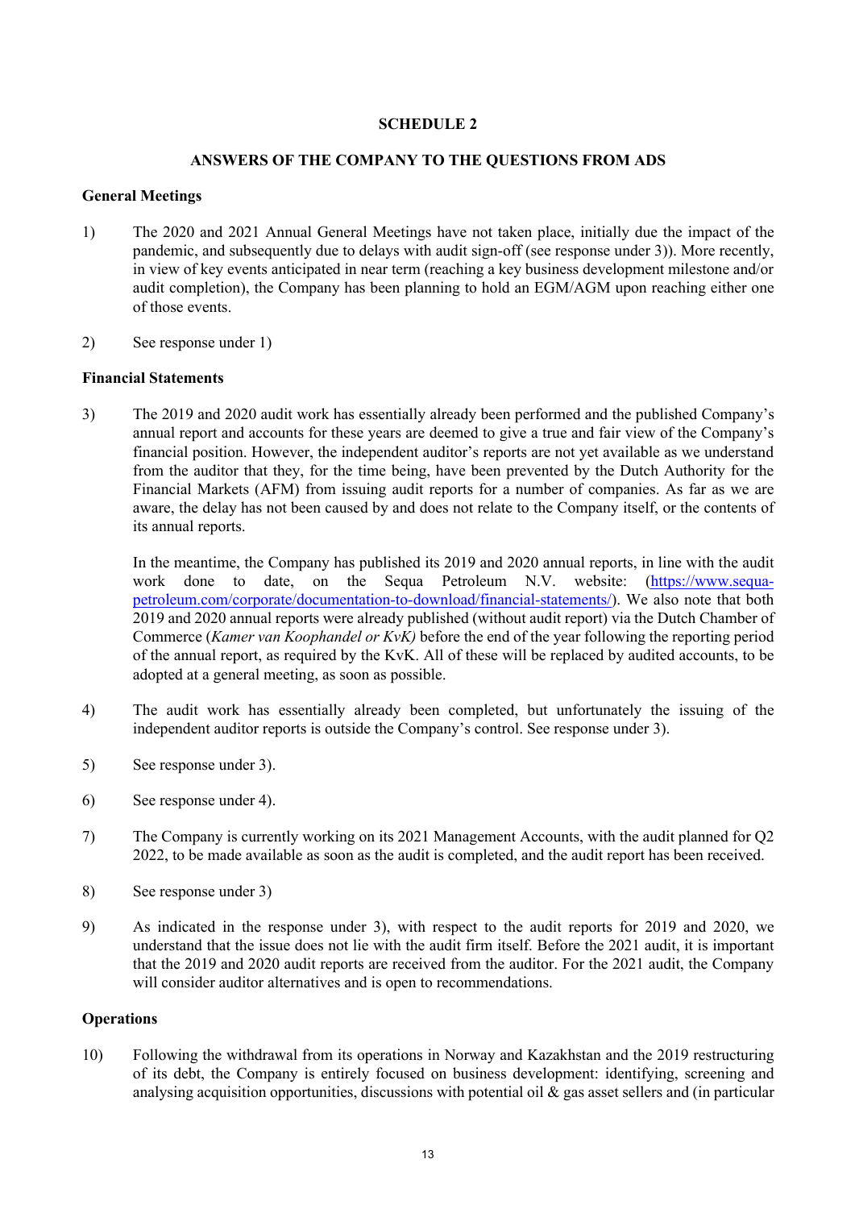## SCHEDULE 2

## ANSWERS OF THE COMPANY TO THE QUESTIONS FROM ADS

### General Meetings

1) The 2020 and 2021 Annual General Meetings have not taken place, initially due the impact of the pandemic, and subsequently due to delays with audit sign-off (see response under 3)). More recently, in view of key events anticipated in near term (reaching a key business development milestone and/or audit completion), the Company has been planning to hold an EGM/AGM upon reaching either one of those events.

2) See response under 1)

### Financial Statements

3) The 2019 and 2020 audit work has essentially already been performed and the published Company's annual report and accounts for these years are deemed to give a true and fair view of the Company's financial position. However, the independent auditor's reports are not yet available as we understand from the auditor that they, for the time being, have been prevented by the Dutch Authority for the Financial Markets (AFM) from issuing audit reports for a number of companies. As far as we are aware, the delay has not been caused by and does not relate to the Company itself, or the contents of its annual reports.

   In the meantime, the Company has published its 2019 and 2020 annual reports, in line with the audit work done to date, on the Sequa Petroleum N.V. website: (https://www.sequa-petroleum.com/corporate/documentation-to-download/financial-statements/). We also note that both 2019 and 2020 annual reports were already published (without audit report) via the Dutch Chamber of Commerce (*Kamer van Koophandel or KvK)* before the end of the year following the reporting period of the annual report, as required by the KvK. All of these will be replaced by audited accounts, to be adopted at a general meeting, as soon as possible.

4) The audit work has essentially already been completed, but unfortunately the issuing of the independent auditor reports is outside the Company's control. See response under 3).

5) See response under 3).

6) See response under 4).

7) The Company is currently working on its 2021 Management Accounts, with the audit planned for Q2 2022, to be made available as soon as the audit is completed, and the audit report has been received.

8) See response under 3)

9) As indicated in the response under 3), with respect to the audit reports for 2019 and 2020, we understand that the issue does not lie with the audit firm itself. Before the 2021 audit, it is important that the 2019 and 2020 audit reports are received from the auditor. For the 2021 audit, the Company will consider auditor alternatives and is open to recommendations.

### Operations

10) Following the withdrawal from its operations in Norway and Kazakhstan and the 2019 restructuring of its debt, the Company is entirely focused on business development: identifying, screening and analysing acquisition opportunities, discussions with potential oil & gas asset sellers and (in particular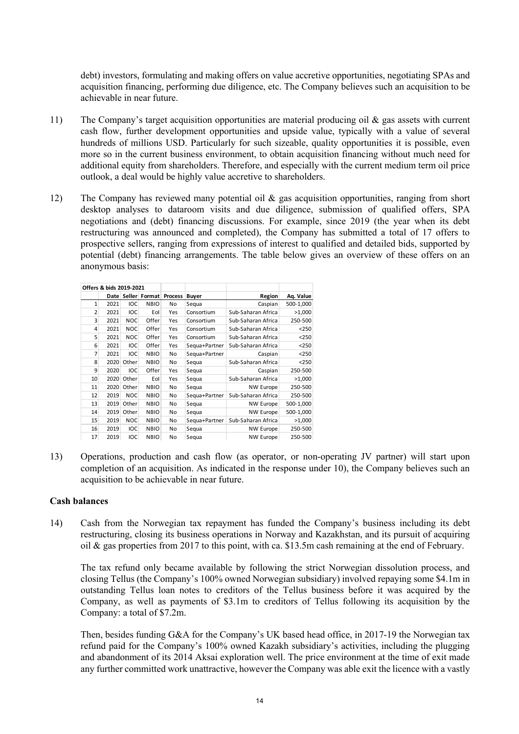debt) investors, formulating and making offers on value accretive opportunities, negotiating SPAs and acquisition financing, performing due diligence, etc. The Company believes such an acquisition to be achievable in near future.

11) The Company's target acquisition opportunities are material producing oil & gas assets with current cash flow, further development opportunities and upside value, typically with a value of several hundreds of millions USD. Particularly for such sizeable, quality opportunities it is possible, even more so in the current business environment, to obtain acquisition financing without much need for additional equity from shareholders. Therefore, and especially with the current medium term oil price outlook, a deal would be highly value accretive to shareholders.

12) The Company has reviewed many potential oil & gas acquisition opportunities, ranging from short desktop analyses to dataroom visits and due diligence, submission of qualified offers, SPA negotiations and (debt) financing discussions. For example, since 2019 (the year when its debt restructuring was announced and completed), the Company has submitted a total of 17 offers to prospective sellers, ranging from expressions of interest to qualified and detailed bids, supported by potential (debt) financing arrangements. The table below gives an overview of these offers on an anonymous basis:

| **Offers & bids 2019-2021** | | | | | | | |
|---|---|---|---|---|---|---|---|
| | **Date** | **Seller** | **Format** | **Process** | **Buyer** | **Region** | **Aq. Value** |
| 1 | 2021 | IOC | NBIO | No | Sequa | Caspian | 500-1,000 |
| 2 | 2021 | IOC | EoI | Yes | Consortium | Sub-Saharan Africa | >1,000 |
| 3 | 2021 | NOC | Offer | Yes | Consortium | Sub-Saharan Africa | 250-500 |
| 4 | 2021 | NOC | Offer | Yes | Consortium | Sub-Saharan Africa | <250 |
| 5 | 2021 | NOC | Offer | Yes | Consortium | Sub-Saharan Africa | <250 |
| 6 | 2021 | IOC | Offer | Yes | Sequa+Partner | Sub-Saharan Africa | <250 |
| 7 | 2021 | IOC | NBIO | No | Sequa+Partner | Caspian | <250 |
| 8 | 2020 | Other | NBIO | No | Sequa | Sub-Saharan Africa | <250 |
| 9 | 2020 | IOC | Offer | Yes | Sequa | Caspian | 250-500 |
| 10 | 2020 | Other | EoI | Yes | Sequa | Sub-Saharan Africa | >1,000 |
| 11 | 2020 | Other | NBIO | No | Sequa | NW Europe | 250-500 |
| 12 | 2019 | NOC | NBIO | No | Sequa+Partner | Sub-Saharan Africa | 250-500 |
| 13 | 2019 | Other | NBIO | No | Sequa | NW Europe | 500-1,000 |
| 14 | 2019 | Other | NBIO | No | Sequa | NW Europe | 500-1,000 |
| 15 | 2019 | NOC | NBIO | No | Sequa+Partner | Sub-Saharan Africa | >1,000 |
| 16 | 2019 | IOC | NBIO | No | Sequa | NW Europe | 250-500 |
| 17 | 2019 | IOC | NBIO | No | Sequa | NW Europe | 250-500 |

13) Operations, production and cash flow (as operator, or non-operating JV partner) will start upon completion of an acquisition. As indicated in the response under 10), the Company believes such an acquisition to be achievable in near future.

**Cash balances**

14) Cash from the Norwegian tax repayment has funded the Company's business including its debt restructuring, closing its business operations in Norway and Kazakhstan, and its pursuit of acquiring oil & gas properties from 2017 to this point, with ca. $13.5m cash remaining at the end of February.

The tax refund only became available by following the strict Norwegian dissolution process, and closing Tellus (the Company's 100% owned Norwegian subsidiary) involved repaying some $4.1m in outstanding Tellus loan notes to creditors of the Tellus business before it was acquired by the Company, as well as payments of $3.1m to creditors of Tellus following its acquisition by the Company: a total of $7.2m.

Then, besides funding G&A for the Company's UK based head office, in 2017-19 the Norwegian tax refund paid for the Company's 100% owned Kazakh subsidiary's activities, including the plugging and abandonment of its 2014 Aksai exploration well. The price environment at the time of exit made any further committed work unattractive, however the Company was able exit the licence with a vastly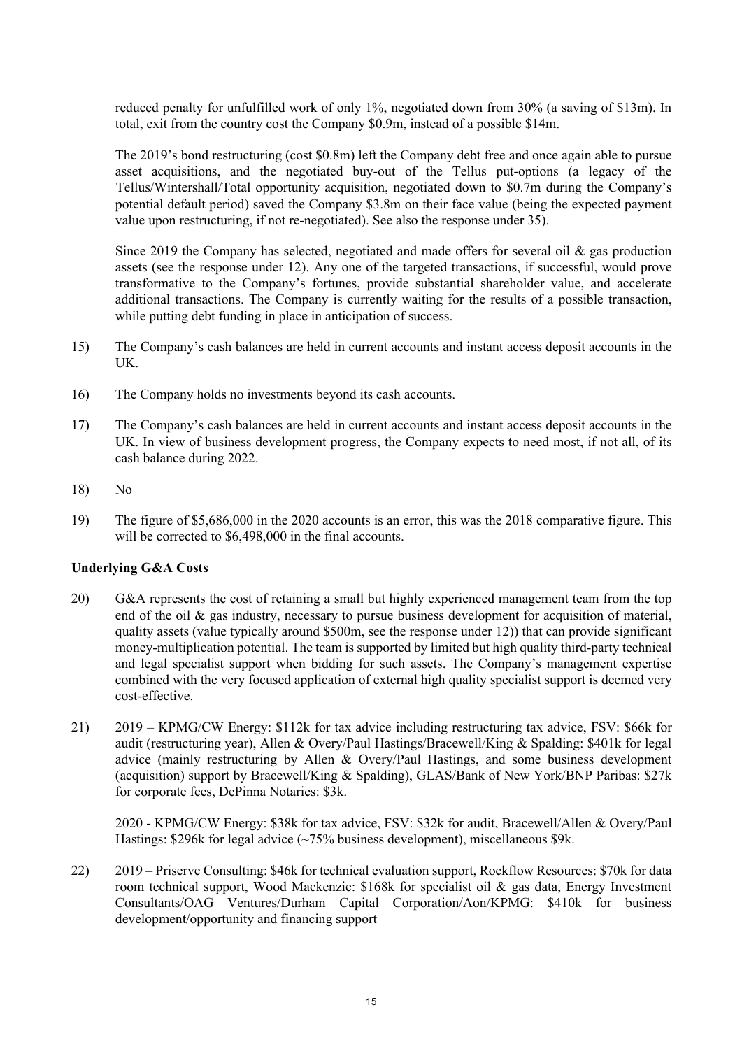reduced penalty for unfulfilled work of only 1%, negotiated down from 30% (a saving of $13m). In total, exit from the country cost the Company $0.9m, instead of a possible $14m.

The 2019's bond restructuring (cost $0.8m) left the Company debt free and once again able to pursue asset acquisitions, and the negotiated buy-out of the Tellus put-options (a legacy of the Tellus/Wintershall/Total opportunity acquisition, negotiated down to $0.7m during the Company's potential default period) saved the Company $3.8m on their face value (being the expected payment value upon restructuring, if not re-negotiated). See also the response under 35).

Since 2019 the Company has selected, negotiated and made offers for several oil & gas production assets (see the response under 12). Any one of the targeted transactions, if successful, would prove transformative to the Company's fortunes, provide substantial shareholder value, and accelerate additional transactions. The Company is currently waiting for the results of a possible transaction, while putting debt funding in place in anticipation of success.

15) The Company's cash balances are held in current accounts and instant access deposit accounts in the UK.

16) The Company holds no investments beyond its cash accounts.

17) The Company's cash balances are held in current accounts and instant access deposit accounts in the UK. In view of business development progress, the Company expects to need most, if not all, of its cash balance during 2022.

18) No

19) The figure of $5,686,000 in the 2020 accounts is an error, this was the 2018 comparative figure. This will be corrected to $6,498,000 in the final accounts.

**Underlying G&A Costs**

20) G&A represents the cost of retaining a small but highly experienced management team from the top end of the oil & gas industry, necessary to pursue business development for acquisition of material, quality assets (value typically around $500m, see the response under 12)) that can provide significant money-multiplication potential. The team is supported by limited but high quality third-party technical and legal specialist support when bidding for such assets. The Company's management expertise combined with the very focused application of external high quality specialist support is deemed very cost-effective.

21) 2019 – KPMG/CW Energy: $112k for tax advice including restructuring tax advice, FSV: $66k for audit (restructuring year), Allen & Overy/Paul Hastings/Bracewell/King & Spalding: $401k for legal advice (mainly restructuring by Allen & Overy/Paul Hastings, and some business development (acquisition) support by Bracewell/King & Spalding), GLAS/Bank of New York/BNP Paribas: $27k for corporate fees, DePinna Notaries: $3k.

    2020 - KPMG/CW Energy: $38k for tax advice, FSV: $32k for audit, Bracewell/Allen & Overy/Paul Hastings: $296k for legal advice (~75% business development), miscellaneous $9k.

22) 2019 – Priserve Consulting: $46k for technical evaluation support, Rockflow Resources: $70k for data room technical support, Wood Mackenzie: $168k for specialist oil & gas data, Energy Investment Consultants/OAG Ventures/Durham Capital Corporation/Aon/KPMG: $410k for business development/opportunity and financing support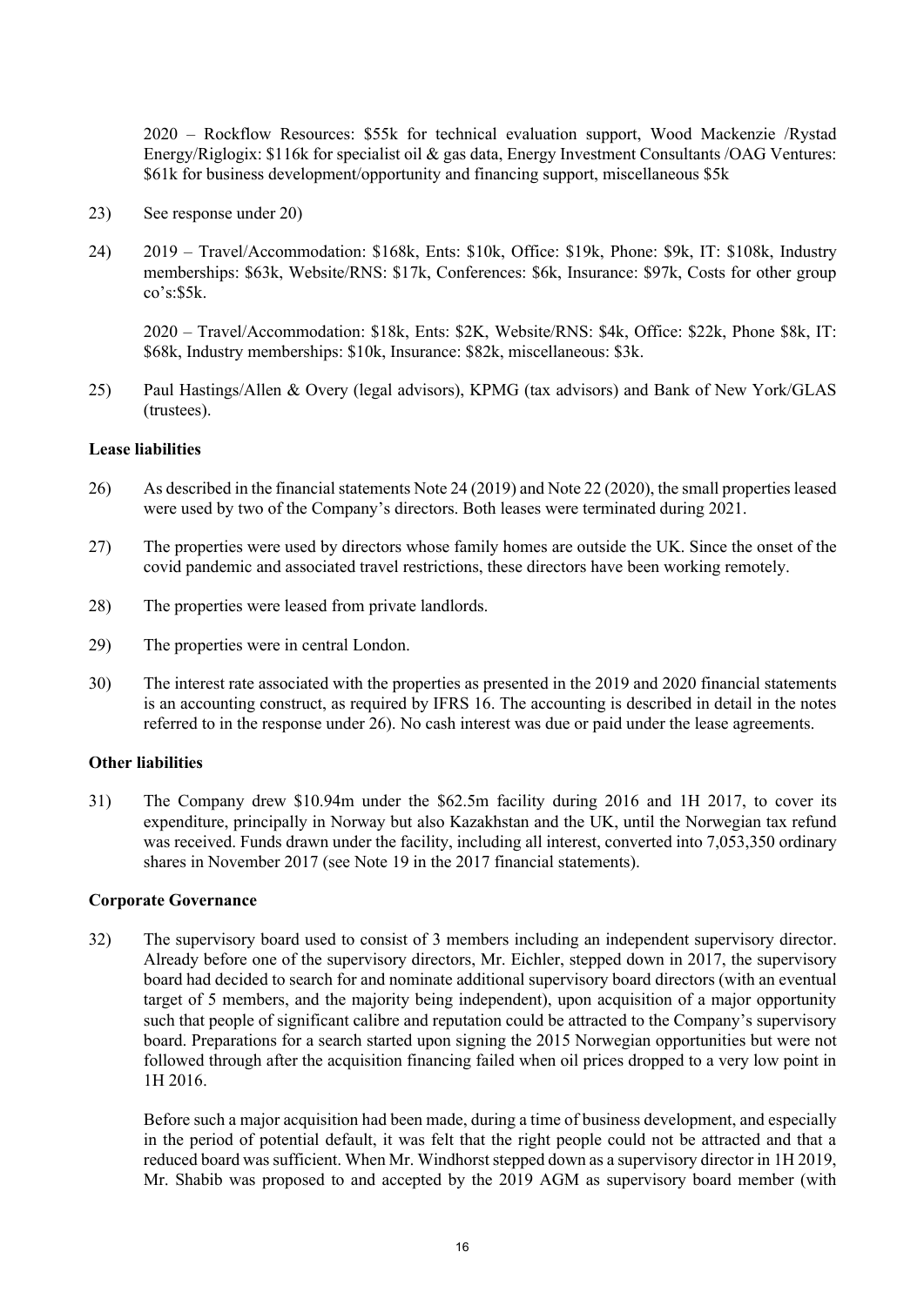2020 – Rockflow Resources: $55k for technical evaluation support, Wood Mackenzie /Rystad Energy/Riglogix: $116k for specialist oil & gas data, Energy Investment Consultants /OAG Ventures: $61k for business development/opportunity and financing support, miscellaneous $5k

23) See response under 20)

24) 2019 – Travel/Accommodation: $168k, Ents: $10k, Office: $19k, Phone: $9k, IT: $108k, Industry memberships: $63k, Website/RNS: $17k, Conferences: $6k, Insurance: $97k, Costs for other group co's:$5k.

    2020 – Travel/Accommodation: $18k, Ents: $2K, Website/RNS: $4k, Office: $22k, Phone $8k, IT: $68k, Industry memberships: $10k, Insurance: $82k, miscellaneous: $3k.

25) Paul Hastings/Allen & Overy (legal advisors), KPMG (tax advisors) and Bank of New York/GLAS (trustees).

**Lease liabilities**

26) As described in the financial statements Note 24 (2019) and Note 22 (2020), the small properties leased were used by two of the Company's directors. Both leases were terminated during 2021.

27) The properties were used by directors whose family homes are outside the UK. Since the onset of the covid pandemic and associated travel restrictions, these directors have been working remotely.

28) The properties were leased from private landlords.

29) The properties were in central London.

30) The interest rate associated with the properties as presented in the 2019 and 2020 financial statements is an accounting construct, as required by IFRS 16. The accounting is described in detail in the notes referred to in the response under 26). No cash interest was due or paid under the lease agreements.

**Other liabilities**

31) The Company drew $10.94m under the $62.5m facility during 2016 and 1H 2017, to cover its expenditure, principally in Norway but also Kazakhstan and the UK, until the Norwegian tax refund was received. Funds drawn under the facility, including all interest, converted into 7,053,350 ordinary shares in November 2017 (see Note 19 in the 2017 financial statements).

**Corporate Governance**

32) The supervisory board used to consist of 3 members including an independent supervisory director. Already before one of the supervisory directors, Mr. Eichler, stepped down in 2017, the supervisory board had decided to search for and nominate additional supervisory board directors (with an eventual target of 5 members, and the majority being independent), upon acquisition of a major opportunity such that people of significant calibre and reputation could be attracted to the Company's supervisory board. Preparations for a search started upon signing the 2015 Norwegian opportunities but were not followed through after the acquisition financing failed when oil prices dropped to a very low point in 1H 2016.

    Before such a major acquisition had been made, during a time of business development, and especially in the period of potential default, it was felt that the right people could not be attracted and that a reduced board was sufficient. When Mr. Windhorst stepped down as a supervisory director in 1H 2019, Mr. Shabib was proposed to and accepted by the 2019 AGM as supervisory board member (with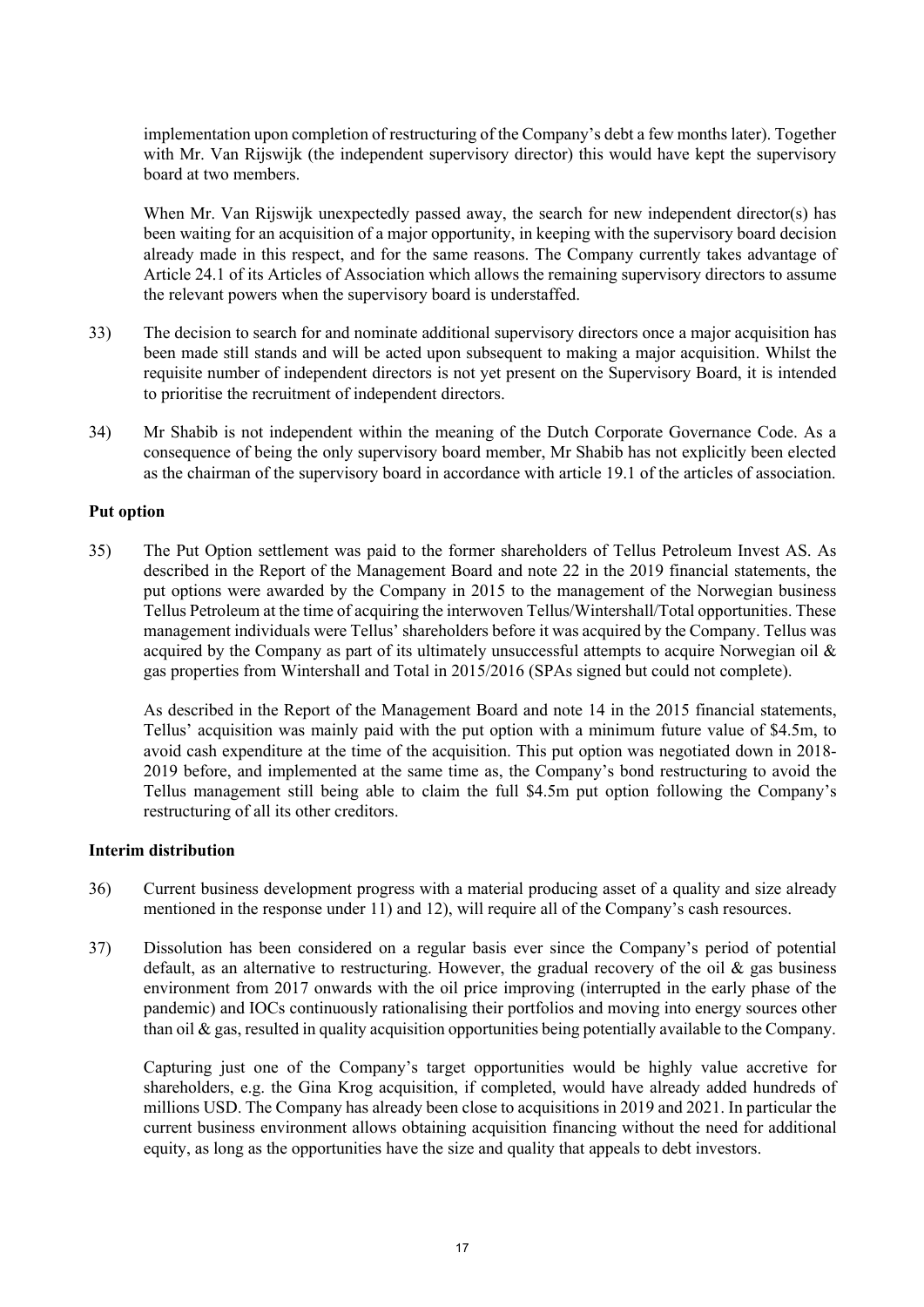implementation upon completion of restructuring of the Company's debt a few months later). Together with Mr. Van Rijswijk (the independent supervisory director) this would have kept the supervisory board at two members.

When Mr. Van Rijswijk unexpectedly passed away, the search for new independent director(s) has been waiting for an acquisition of a major opportunity, in keeping with the supervisory board decision already made in this respect, and for the same reasons. The Company currently takes advantage of Article 24.1 of its Articles of Association which allows the remaining supervisory directors to assume the relevant powers when the supervisory board is understaffed.

33) The decision to search for and nominate additional supervisory directors once a major acquisition has been made still stands and will be acted upon subsequent to making a major acquisition. Whilst the requisite number of independent directors is not yet present on the Supervisory Board, it is intended to prioritise the recruitment of independent directors.

34) Mr Shabib is not independent within the meaning of the Dutch Corporate Governance Code. As a consequence of being the only supervisory board member, Mr Shabib has not explicitly been elected as the chairman of the supervisory board in accordance with article 19.1 of the articles of association.

**Put option**

35) The Put Option settlement was paid to the former shareholders of Tellus Petroleum Invest AS. As described in the Report of the Management Board and note 22 in the 2019 financial statements, the put options were awarded by the Company in 2015 to the management of the Norwegian business Tellus Petroleum at the time of acquiring the interwoven Tellus/Wintershall/Total opportunities. These management individuals were Tellus' shareholders before it was acquired by the Company. Tellus was acquired by the Company as part of its ultimately unsuccessful attempts to acquire Norwegian oil & gas properties from Wintershall and Total in 2015/2016 (SPAs signed but could not complete).

As described in the Report of the Management Board and note 14 in the 2015 financial statements, Tellus' acquisition was mainly paid with the put option with a minimum future value of $4.5m, to avoid cash expenditure at the time of the acquisition. This put option was negotiated down in 2018-2019 before, and implemented at the same time as, the Company's bond restructuring to avoid the Tellus management still being able to claim the full $4.5m put option following the Company's restructuring of all its other creditors.

**Interim distribution**

36) Current business development progress with a material producing asset of a quality and size already mentioned in the response under 11) and 12), will require all of the Company's cash resources.

37) Dissolution has been considered on a regular basis ever since the Company's period of potential default, as an alternative to restructuring. However, the gradual recovery of the oil & gas business environment from 2017 onwards with the oil price improving (interrupted in the early phase of the pandemic) and IOCs continuously rationalising their portfolios and moving into energy sources other than oil & gas, resulted in quality acquisition opportunities being potentially available to the Company.

Capturing just one of the Company's target opportunities would be highly value accretive for shareholders, e.g. the Gina Krog acquisition, if completed, would have already added hundreds of millions USD. The Company has already been close to acquisitions in 2019 and 2021. In particular the current business environment allows obtaining acquisition financing without the need for additional equity, as long as the opportunities have the size and quality that appeals to debt investors.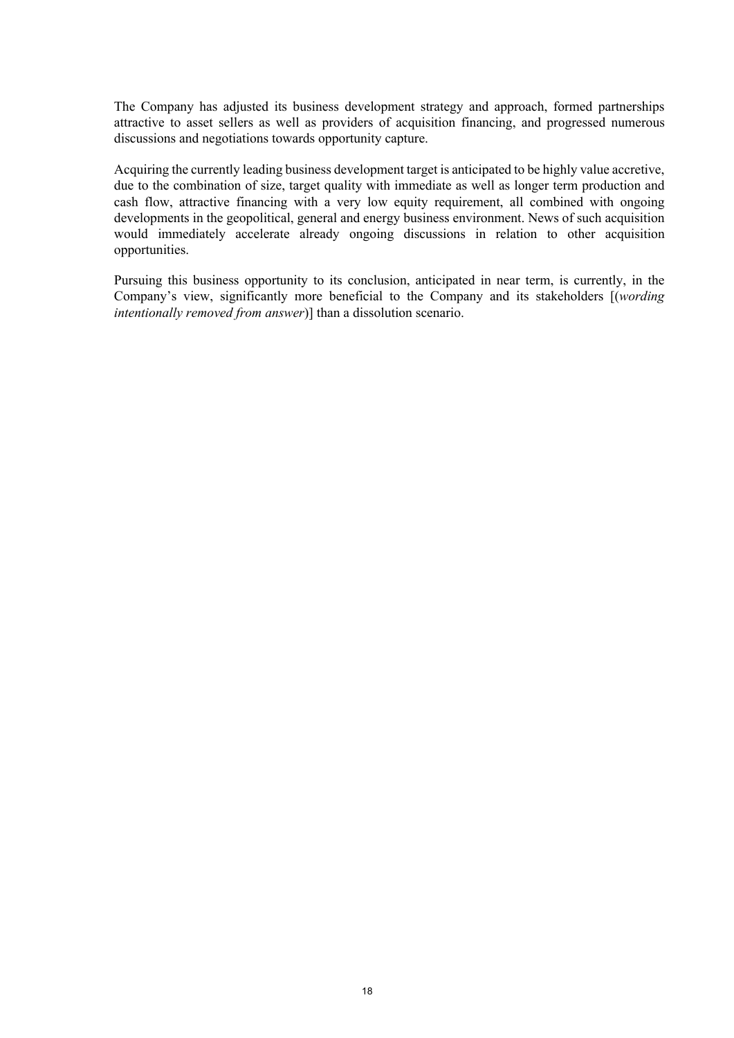The Company has adjusted its business development strategy and approach, formed partnerships attractive to asset sellers as well as providers of acquisition financing, and progressed numerous discussions and negotiations towards opportunity capture.

Acquiring the currently leading business development target is anticipated to be highly value accretive, due to the combination of size, target quality with immediate as well as longer term production and cash flow, attractive financing with a very low equity requirement, all combined with ongoing developments in the geopolitical, general and energy business environment. News of such acquisition would immediately accelerate already ongoing discussions in relation to other acquisition opportunities.

Pursuing this business opportunity to its conclusion, anticipated in near term, is currently, in the Company's view, significantly more beneficial to the Company and its stakeholders [(*wording intentionally removed from answer*)] than a dissolution scenario.